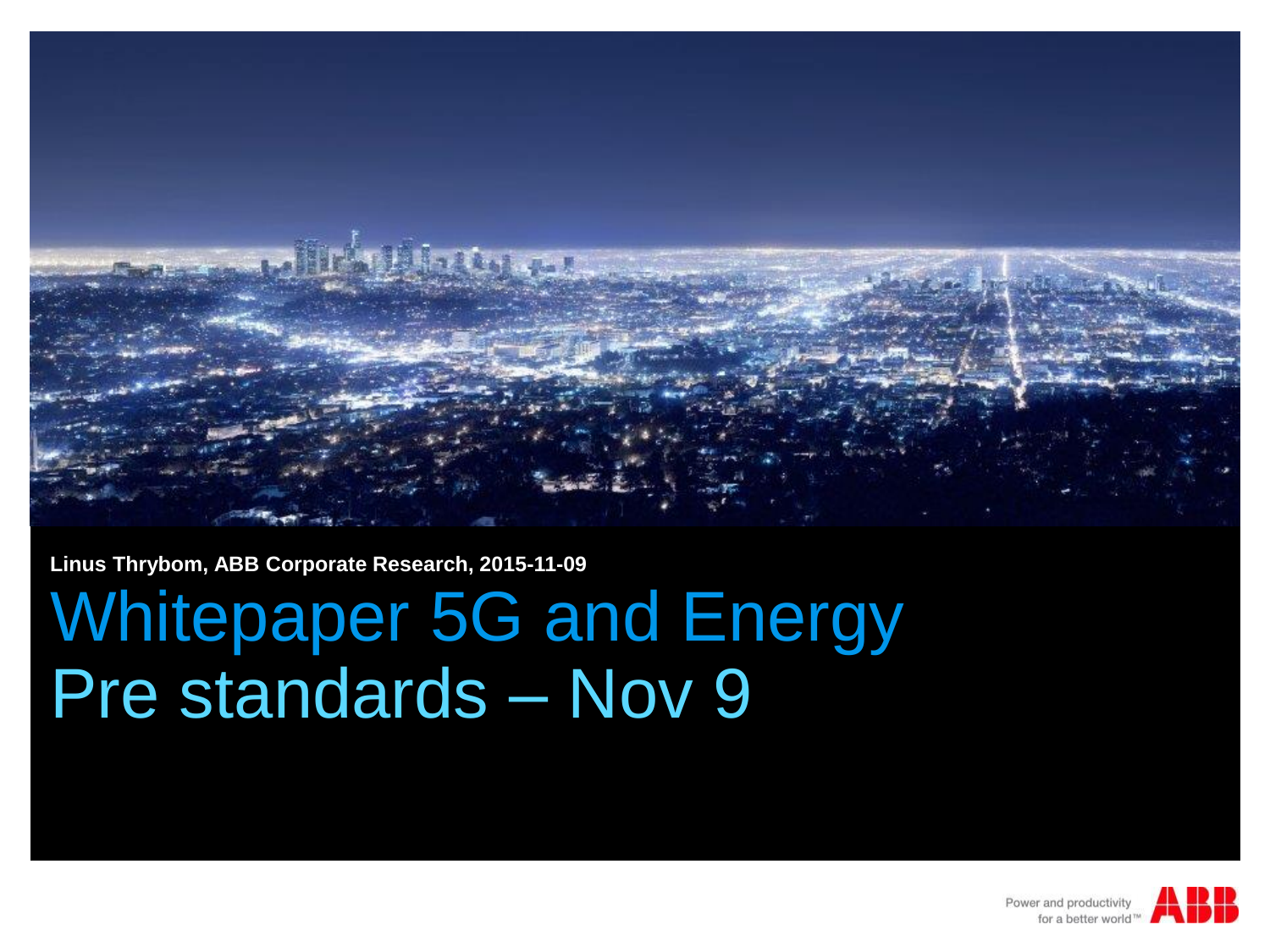**Linus Thrybom, ABB Corporate Research, 2015-11-09**

# Whitepaper 5G and Energy
# Pre standards – Nov 9

Power and productivity for a better world™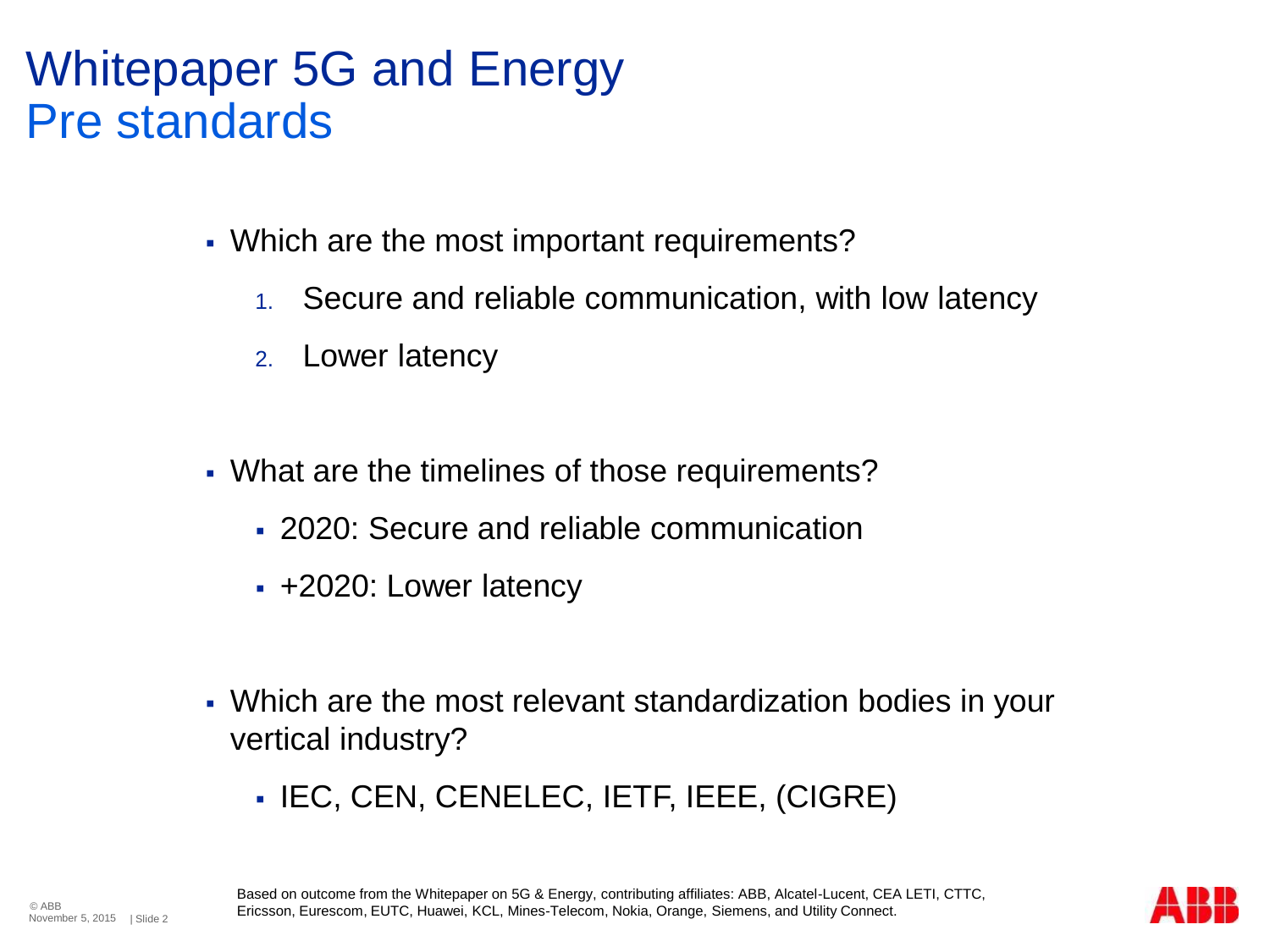# Whitepaper 5G and Energy
## Pre standards

- Which are the most important requirements?
    1. Secure and reliable communication, with low latency
    2. Lower latency

- What are the timelines of those requirements?
    - 2020: Secure and reliable communication
    - +2020: Lower latency

- Which are the most relevant standardization bodies in your vertical industry?
    - IEC, CEN, CENELEC, IETF, IEEE, (CIGRE)

Based on outcome from the Whitepaper on 5G & Energy, contributing affiliates: ABB, Alcatel-Lucent, CEA LETI, CTTC, Ericsson, Eurescom, EUTC, Huawei, KCL, Mines-Telecom, Nokia, Orange, Siemens, and Utility Connect.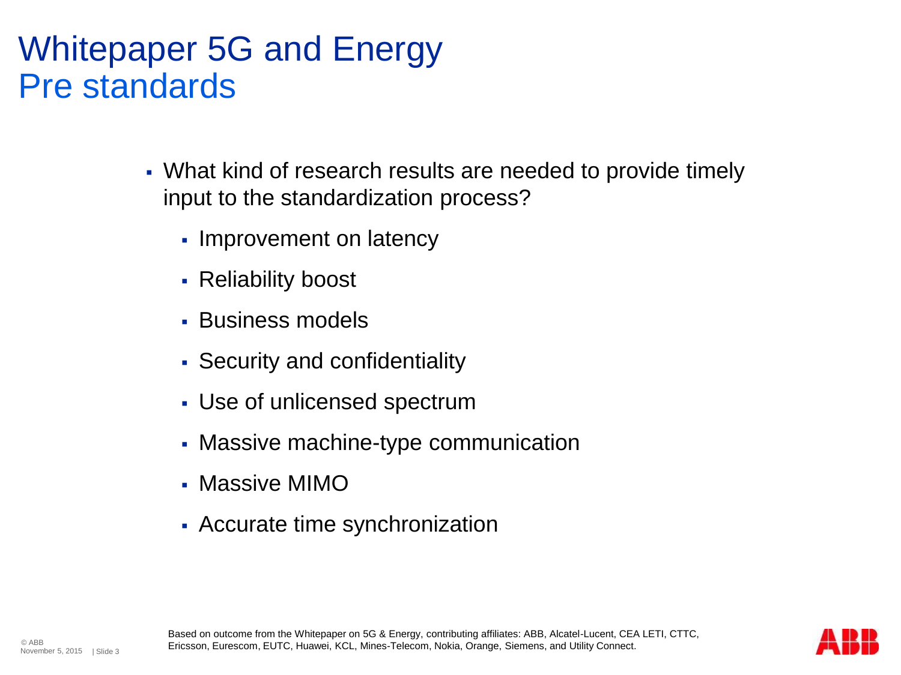# Whitepaper 5G and Energy
## Pre standards

- What kind of research results are needed to provide timely input to the standardization process?
  - Improvement on latency
  - Reliability boost
  - Business models
  - Security and confidentiality
  - Use of unlicensed spectrum
  - Massive machine-type communication
  - Massive MIMO
  - Accurate time synchronization

Based on outcome from the Whitepaper on 5G & Energy, contributing affiliates: ABB, Alcatel-Lucent, CEA LETI, CTTC, Ericsson, Eurescom, EUTC, Huawei, KCL, Mines-Telecom, Nokia, Orange, Siemens, and Utility Connect.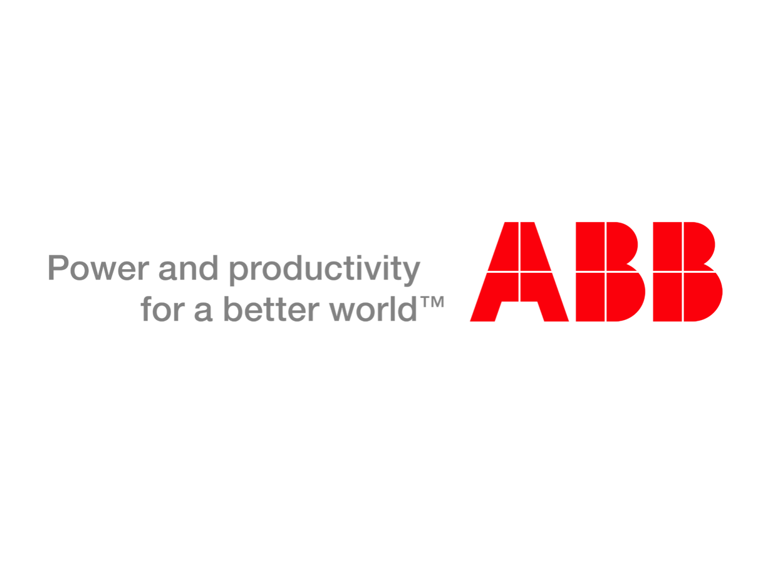Power and productivity
for a better world™

ABB